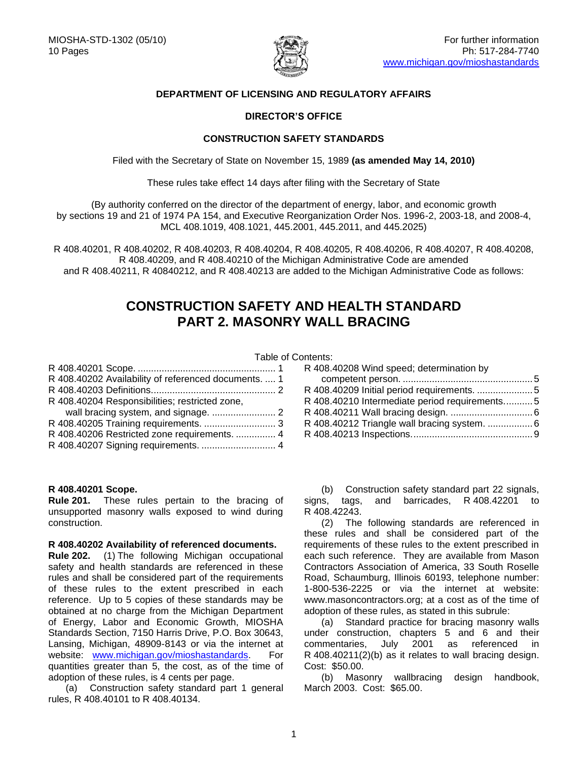MIOSHA-STD-1302 (05/10)
10 Pages

For further information
Ph: 517-284-7740
www.michigan.gov/mioshastandards

**DEPARTMENT OF LICENSING AND REGULATORY AFFAIRS**

**DIRECTOR'S OFFICE**

**CONSTRUCTION SAFETY STANDARDS**

Filed with the Secretary of State on November 15, 1989 **(as amended May 14, 2010)**

These rules take effect 14 days after filing with the Secretary of State

(By authority conferred on the director of the department of energy, labor, and economic growth by sections 19 and 21 of 1974 PA 154, and Executive Reorganization Order Nos. 1996-2, 2003-18, and 2008-4, MCL 408.1019, 408.1021, 445.2001, 445.2011, and 445.2025)

R 408.40201, R 408.40202, R 408.40203, R 408.40204, R 408.40205, R 408.40206, R 408.40207, R 408.40208, R 408.40209, and R 408.40210 of the Michigan Administrative Code are amended and R 408.40211, R 40840212, and R 408.40213 are added to the Michigan Administrative Code as follows:

# CONSTRUCTION SAFETY AND HEALTH STANDARD PART 2. MASONRY WALL BRACING

Table of Contents:

R 408.40201 Scope. .................................................... 1
R 408.40202 Availability of referenced documents. .... 1
R 408.40203 Definitions............................................... 2
R 408.40204 Responsibilities; restricted zone, wall bracing system, and signage. ........................ 2
R 408.40205 Training requirements. ........................... 3
R 408.40206 Restricted zone requirements. ............... 4
R 408.40207 Signing requirements. ............................ 4
R 408.40208 Wind speed; determination by competent person. ................................................. 5
R 408.40209 Initial period requirements. ..................... 5
R 408.40210 Intermediate period requirements........... 5
R 408.40211 Wall bracing design. ............................... 6
R 408.40212 Triangle wall bracing system. ................. 6
R 408.40213 Inspections............................................. 9

**R 408.40201 Scope.**
**Rule 201.** These rules pertain to the bracing of unsupported masonry walls exposed to wind during construction.

**R 408.40202 Availability of referenced documents.**
**Rule 202.** (1) The following Michigan occupational safety and health standards are referenced in these rules and shall be considered part of the requirements of these rules to the extent prescribed in each reference. Up to 5 copies of these standards may be obtained at no charge from the Michigan Department of Energy, Labor and Economic Growth, MIOSHA Standards Section, 7150 Harris Drive, P.O. Box 30643, Lansing, Michigan, 48909-8143 or via the internet at website: www.michigan.gov/mioshastandards. For quantities greater than 5, the cost, as of the time of adoption of these rules, is 4 cents per page.

(a) Construction safety standard part 1 general rules, R 408.40101 to R 408.40134.

(b) Construction safety standard part 22 signals, signs, tags, and barricades, R 408.42201 to R 408.42243.

(2) The following standards are referenced in these rules and shall be considered part of the requirements of these rules to the extent prescribed in each such reference. They are available from Mason Contractors Association of America, 33 South Roselle Road, Schaumburg, Illinois 60193, telephone number: 1-800-536-2225 or via the internet at website: www.masoncontractors.org; at a cost as of the time of adoption of these rules, as stated in this subrule:

(a) Standard practice for bracing masonry walls under construction, chapters 5 and 6 and their commentaries, July 2001 as referenced in R 408.40211(2)(b) as it relates to wall bracing design. Cost: $50.00.

(b) Masonry wallbracing design handbook, March 2003. Cost: $65.00.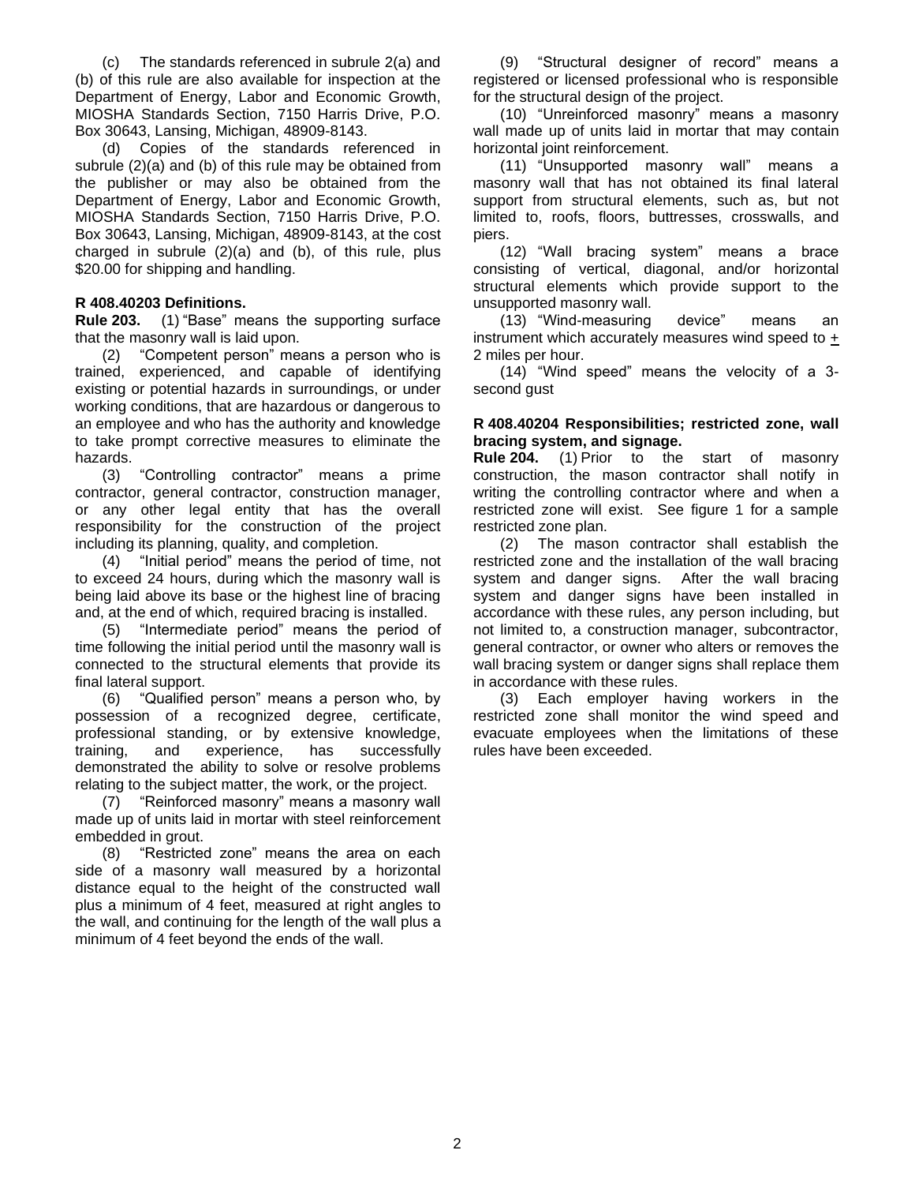(c) The standards referenced in subrule 2(a) and (b) of this rule are also available for inspection at the Department of Energy, Labor and Economic Growth, MIOSHA Standards Section, 7150 Harris Drive, P.O. Box 30643, Lansing, Michigan, 48909-8143.

(d) Copies of the standards referenced in subrule (2)(a) and (b) of this rule may be obtained from the publisher or may also be obtained from the Department of Energy, Labor and Economic Growth, MIOSHA Standards Section, 7150 Harris Drive, P.O. Box 30643, Lansing, Michigan, 48909-8143, at the cost charged in subrule (2)(a) and (b), of this rule, plus $20.00 for shipping and handling.

**R 408.40203 Definitions.**

**Rule 203.** (1) "Base" means the supporting surface that the masonry wall is laid upon.

(2) "Competent person" means a person who is trained, experienced, and capable of identifying existing or potential hazards in surroundings, or under working conditions, that are hazardous or dangerous to an employee and who has the authority and knowledge to take prompt corrective measures to eliminate the hazards.

(3) "Controlling contractor" means a prime contractor, general contractor, construction manager, or any other legal entity that has the overall responsibility for the construction of the project including its planning, quality, and completion.

(4) "Initial period" means the period of time, not to exceed 24 hours, during which the masonry wall is being laid above its base or the highest line of bracing and, at the end of which, required bracing is installed.

(5) "Intermediate period" means the period of time following the initial period until the masonry wall is connected to the structural elements that provide its final lateral support.

(6) "Qualified person" means a person who, by possession of a recognized degree, certificate, professional standing, or by extensive knowledge, training, and experience, has successfully demonstrated the ability to solve or resolve problems relating to the subject matter, the work, or the project.

(7) "Reinforced masonry" means a masonry wall made up of units laid in mortar with steel reinforcement embedded in grout.

(8) "Restricted zone" means the area on each side of a masonry wall measured by a horizontal distance equal to the height of the constructed wall plus a minimum of 4 feet, measured at right angles to the wall, and continuing for the length of the wall plus a minimum of 4 feet beyond the ends of the wall.

(9) "Structural designer of record" means a registered or licensed professional who is responsible for the structural design of the project.

(10) "Unreinforced masonry" means a masonry wall made up of units laid in mortar that may contain horizontal joint reinforcement.

(11) "Unsupported masonry wall" means a masonry wall that has not obtained its final lateral support from structural elements, such as, but not limited to, roofs, floors, buttresses, crosswalls, and piers.

(12) "Wall bracing system" means a brace consisting of vertical, diagonal, and/or horizontal structural elements which provide support to the unsupported masonry wall.

(13) "Wind-measuring device" means an instrument which accurately measures wind speed to $\pm$ 2 miles per hour.

(14) "Wind speed" means the velocity of a 3-second gust

**R 408.40204 Responsibilities; restricted zone, wall bracing system, and signage.**

**Rule 204.** (1) Prior to the start of masonry construction, the mason contractor shall notify in writing the controlling contractor where and when a restricted zone will exist. See figure 1 for a sample restricted zone plan.

(2) The mason contractor shall establish the restricted zone and the installation of the wall bracing system and danger signs. After the wall bracing system and danger signs have been installed in accordance with these rules, any person including, but not limited to, a construction manager, subcontractor, general contractor, or owner who alters or removes the wall bracing system or danger signs shall replace them in accordance with these rules.

(3) Each employer having workers in the restricted zone shall monitor the wind speed and evacuate employees when the limitations of these rules have been exceeded.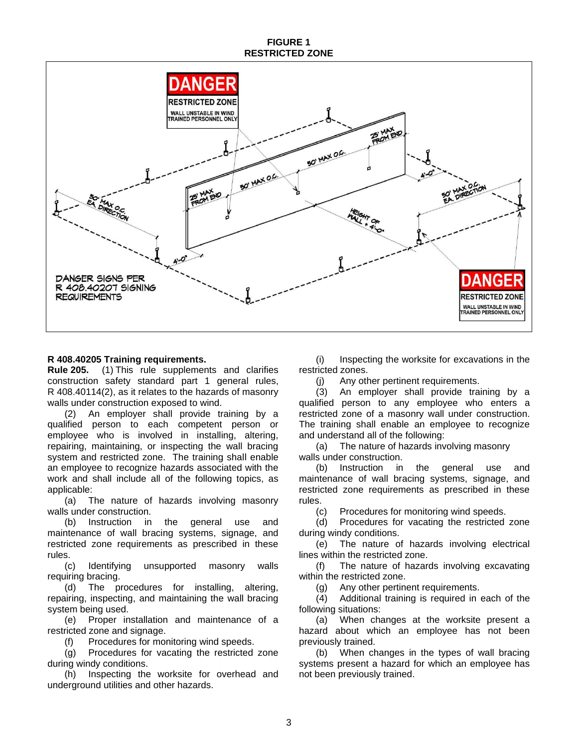**FIGURE 1**
**RESTRICTED ZONE**

DANGER
RESTRICTED ZONE
WALL UNSTABLE IN WIND
TRAINED PERSONNEL ONLY

25' MAX FROM END

50' MAX O.C.

50' MAX O.C. EA. DIRECTION

4'-0"

HEIGHT OF WALL + 4'-0"

DANGER SIGNS PER R 408.40207 SIGNING REQUIREMENTS

## R 408.40205 Training requirements.

**Rule 205.** (1) This rule supplements and clarifies construction safety standard part 1 general rules, R 408.40114(2), as it relates to the hazards of masonry walls under construction exposed to wind.

(2) An employer shall provide training by a qualified person to each competent person or employee who is involved in installing, altering, repairing, maintaining, or inspecting the wall bracing system and restricted zone. The training shall enable an employee to recognize hazards associated with the work and shall include all of the following topics, as applicable:

(a) The nature of hazards involving masonry walls under construction.

(b) Instruction in the general use and maintenance of wall bracing systems, signage, and restricted zone requirements as prescribed in these rules.

(c) Identifying unsupported masonry walls requiring bracing.

(d) The procedures for installing, altering, repairing, inspecting, and maintaining the wall bracing system being used.

(e) Proper installation and maintenance of a restricted zone and signage.

(f) Procedures for monitoring wind speeds.

(g) Procedures for vacating the restricted zone during windy conditions.

(h) Inspecting the worksite for overhead and underground utilities and other hazards.

(i) Inspecting the worksite for excavations in the restricted zones.

(j) Any other pertinent requirements.

(3) An employer shall provide training by a qualified person to any employee who enters a restricted zone of a masonry wall under construction. The training shall enable an employee to recognize and understand all of the following:

(a) The nature of hazards involving masonry walls under construction.

(b) Instruction in the general use and maintenance of wall bracing systems, signage, and restricted zone requirements as prescribed in these rules.

(c) Procedures for monitoring wind speeds.

(d) Procedures for vacating the restricted zone during windy conditions.

(e) The nature of hazards involving electrical lines within the restricted zone.

(f) The nature of hazards involving excavating within the restricted zone.

(g) Any other pertinent requirements.

(4) Additional training is required in each of the following situations:

(a) When changes at the worksite present a hazard about which an employee has not been previously trained.

(b) When changes in the types of wall bracing systems present a hazard for which an employee has not been previously trained.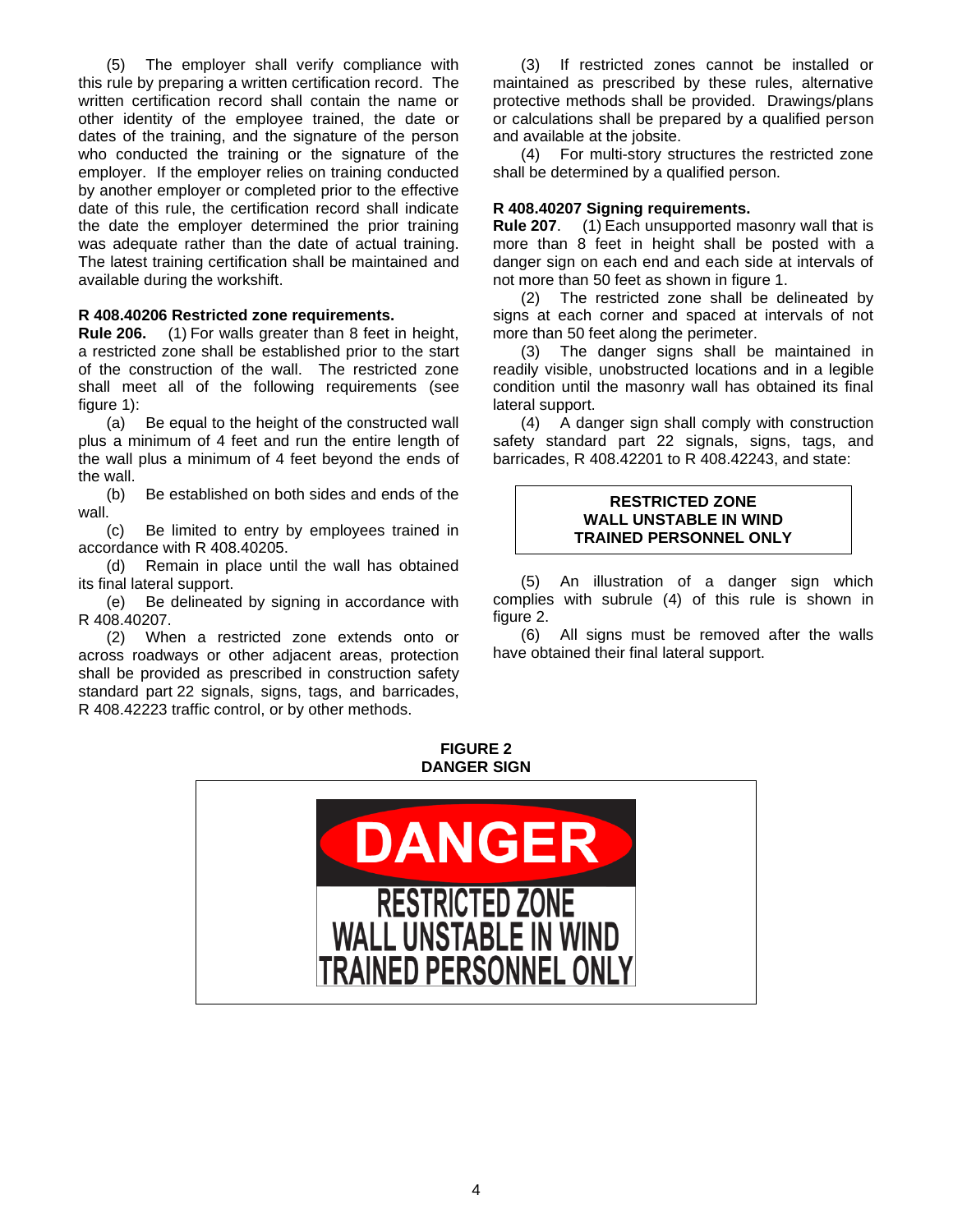(5) The employer shall verify compliance with this rule by preparing a written certification record. The written certification record shall contain the name or other identity of the employee trained, the date or dates of the training, and the signature of the person who conducted the training or the signature of the employer. If the employer relies on training conducted by another employer or completed prior to the effective date of this rule, the certification record shall indicate the date the employer determined the prior training was adequate rather than the date of actual training. The latest training certification shall be maintained and available during the workshift.

**R 408.40206 Restricted zone requirements.**

**Rule 206.** (1) For walls greater than 8 feet in height, a restricted zone shall be established prior to the start of the construction of the wall. The restricted zone shall meet all of the following requirements (see figure 1):

(a) Be equal to the height of the constructed wall plus a minimum of 4 feet and run the entire length of the wall plus a minimum of 4 feet beyond the ends of the wall.

(b) Be established on both sides and ends of the wall.

(c) Be limited to entry by employees trained in accordance with R 408.40205.

(d) Remain in place until the wall has obtained its final lateral support.

(e) Be delineated by signing in accordance with R 408.40207.

(2) When a restricted zone extends onto or across roadways or other adjacent areas, protection shall be provided as prescribed in construction safety standard part 22 signals, signs, tags, and barricades, R 408.42223 traffic control, or by other methods.

(3) If restricted zones cannot be installed or maintained as prescribed by these rules, alternative protective methods shall be provided. Drawings/plans or calculations shall be prepared by a qualified person and available at the jobsite.

(4) For multi-story structures the restricted zone shall be determined by a qualified person.

**R 408.40207 Signing requirements.**

**Rule 207**. (1) Each unsupported masonry wall that is more than 8 feet in height shall be posted with a danger sign on each end and each side at intervals of not more than 50 feet as shown in figure 1.

(2) The restricted zone shall be delineated by signs at each corner and spaced at intervals of not more than 50 feet along the perimeter.

(3) The danger signs shall be maintained in readily visible, unobstructed locations and in a legible condition until the masonry wall has obtained its final lateral support.

(4) A danger sign shall comply with construction safety standard part 22 signals, signs, tags, and barricades, R 408.42201 to R 408.42243, and state:

**RESTRICTED ZONE**
**WALL UNSTABLE IN WIND**
**TRAINED PERSONNEL ONLY**

(5) An illustration of a danger sign which complies with subrule (4) of this rule is shown in figure 2.

(6) All signs must be removed after the walls have obtained their final lateral support.

**FIGURE 2**
**DANGER SIGN**

DANGER
RESTRICTED ZONE
WALL UNSTABLE IN WIND
TRAINED PERSONNEL ONLY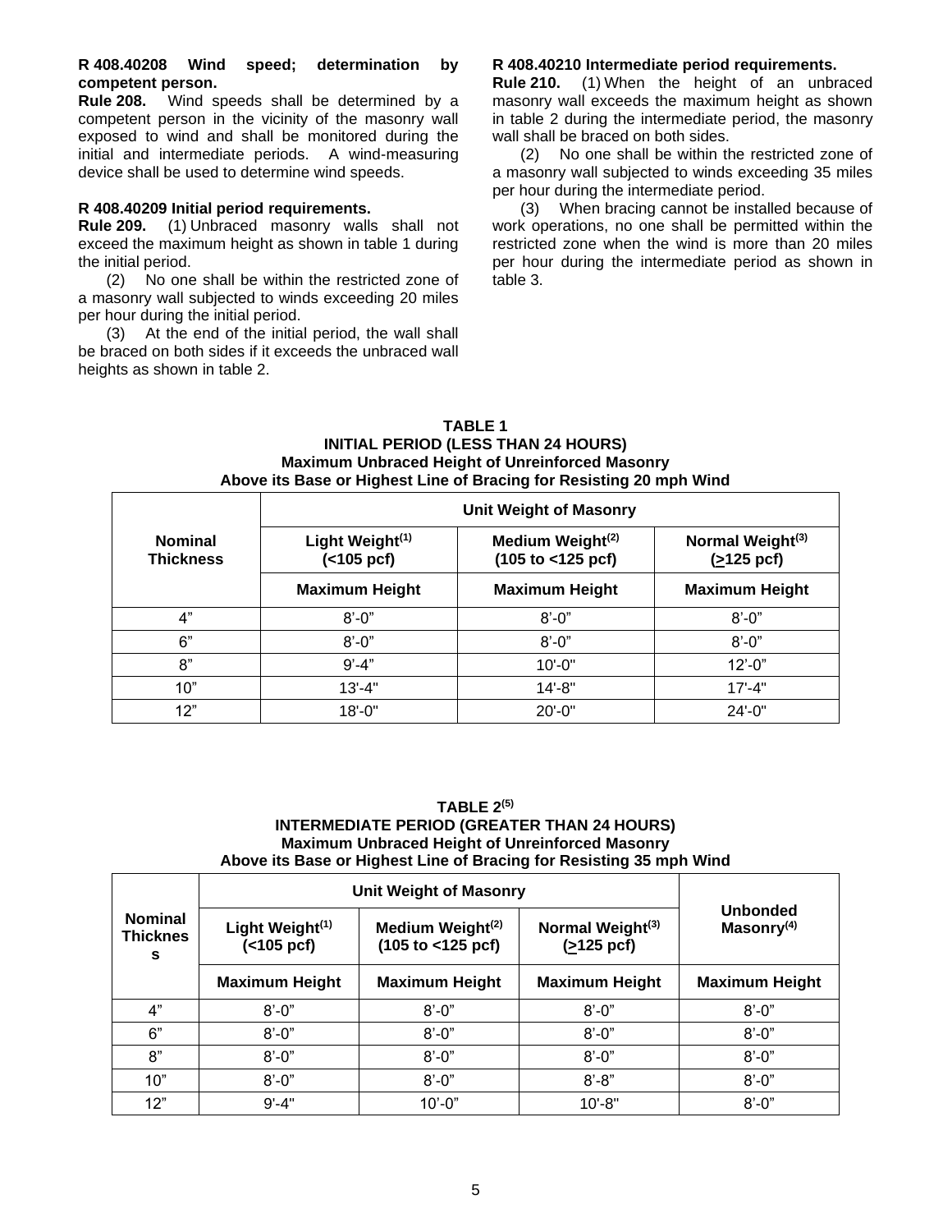**R 408.40208 Wind speed; determination by competent person.**

**Rule 208.** Wind speeds shall be determined by a competent person in the vicinity of the masonry wall exposed to wind and shall be monitored during the initial and intermediate periods. A wind-measuring device shall be used to determine wind speeds.

**R 408.40209 Initial period requirements.**

**Rule 209.** (1) Unbraced masonry walls shall not exceed the maximum height as shown in table 1 during the initial period.

(2) No one shall be within the restricted zone of a masonry wall subjected to winds exceeding 20 miles per hour during the initial period.

(3) At the end of the initial period, the wall shall be braced on both sides if it exceeds the unbraced wall heights as shown in table 2.

**R 408.40210 Intermediate period requirements.**

**Rule 210.** (1) When the height of an unbraced masonry wall exceeds the maximum height as shown in table 2 during the intermediate period, the masonry wall shall be braced on both sides.

(2) No one shall be within the restricted zone of a masonry wall subjected to winds exceeding 35 miles per hour during the intermediate period.

(3) When bracing cannot be installed because of work operations, no one shall be permitted within the restricted zone when the wind is more than 20 miles per hour during the intermediate period as shown in table 3.

**TABLE 1**
**INITIAL PERIOD (LESS THAN 24 HOURS)**
**Maximum Unbraced Height of Unreinforced Masonry**
**Above its Base or Highest Line of Bracing for Resisting 20 mph Wind**

| Nominal Thickness | Unit Weight of Masonry | | |
|---|---|---|---|
| | Light Weight(1) (<105 pcf) | Medium Weight(2) (105 to <125 pcf) | Normal Weight(3) (≥125 pcf) |
| | Maximum Height | Maximum Height | Maximum Height |
| 4" | 8'-0" | 8'-0" | 8'-0" |
| 6" | 8'-0" | 8'-0" | 8'-0" |
| 8" | 9'-4" | 10'-0" | 12'-0" |
| 10" | 13'-4" | 14'-8" | 17'-4" |
| 12" | 18'-0" | 20'-0" | 24'-0" |

**TABLE 2(5)**
**INTERMEDIATE PERIOD (GREATER THAN 24 HOURS)**
**Maximum Unbraced Height of Unreinforced Masonry**
**Above its Base or Highest Line of Bracing for Resisting 35 mph Wind**

| Nominal Thickness | Unit Weight of Masonry | | | Unbonded Masonry(4) |
|---|---|---|---|---|
| | Light Weight(1) (<105 pcf) | Medium Weight(2) (105 to <125 pcf) | Normal Weight(3) (≥125 pcf) | |
| | Maximum Height | Maximum Height | Maximum Height | Maximum Height |
| 4" | 8'-0" | 8'-0" | 8'-0" | 8'-0" |
| 6" | 8'-0" | 8'-0" | 8'-0" | 8'-0" |
| 8" | 8'-0" | 8'-0" | 8'-0" | 8'-0" |
| 10" | 8'-0" | 8'-0" | 8'-8" | 8'-0" |
| 12" | 9'-4" | 10'-0" | 10'-8" | 8'-0" |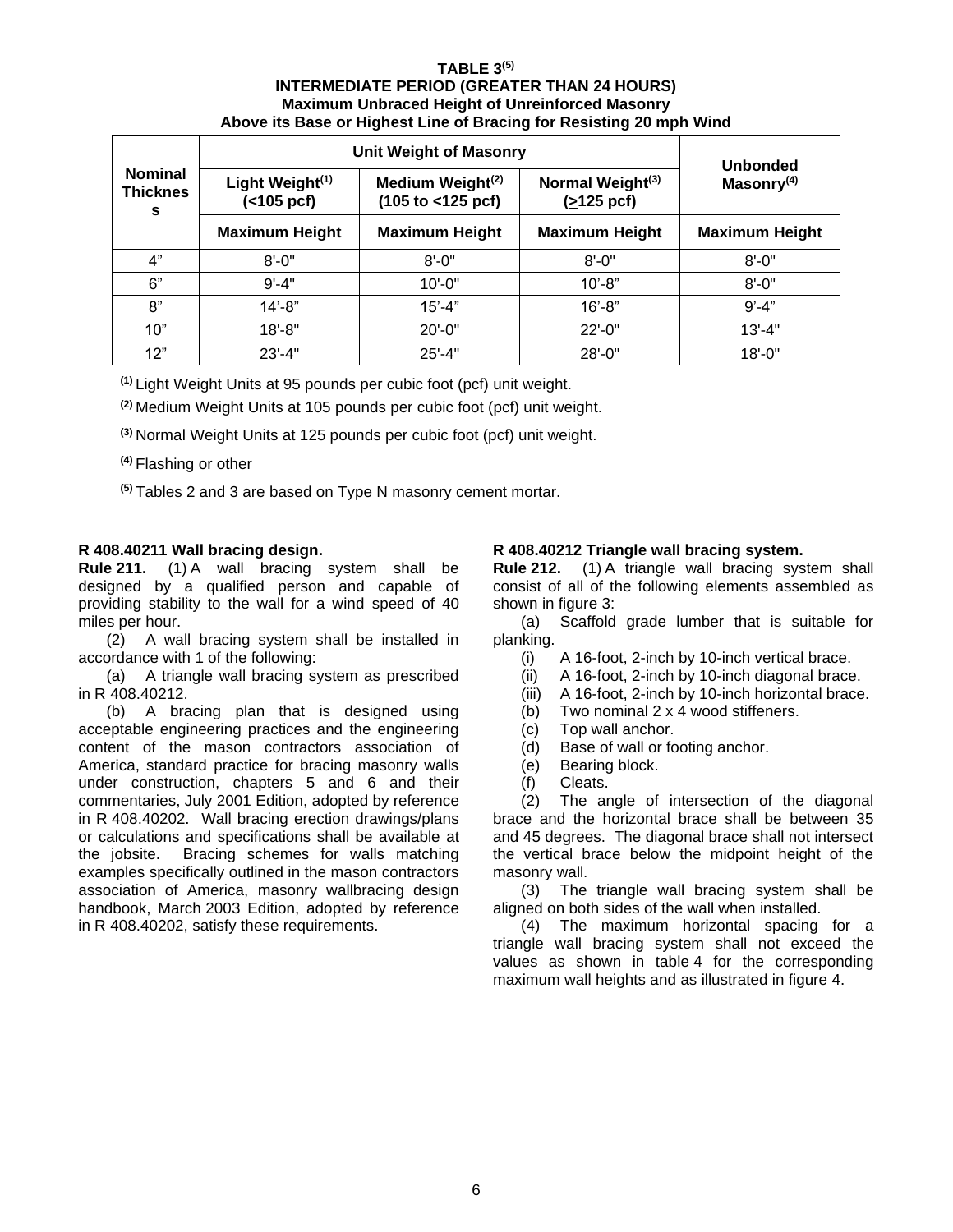**TABLE 3[5]**
**INTERMEDIATE PERIOD (GREATER THAN 24 HOURS)**
**Maximum Unbraced Height of Unreinforced Masonry**
**Above its Base or Highest Line of Bracing for Resisting 20 mph Wind**

| Nominal Thickness | Unit Weight of Masonry | | | Unbonded Masonry[4] |
|---|---|---|---|---|
| | Light Weight[1] (<105 pcf) | Medium Weight[2] (105 to <125 pcf) | Normal Weight[3] (≥125 pcf) | |
| | Maximum Height | Maximum Height | Maximum Height | Maximum Height |
| 4” | 8'-0" | 8'-0" | 8'-0" | 8'-0" |
| 6” | 9'-4" | 10'-0" | 10'-8” | 8'-0" |
| 8” | 14’-8” | 15’-4” | 16’-8” | 9’-4” |
| 10” | 18'-8" | 20'-0" | 22'-0" | 13'-4" |
| 12” | 23'-4" | 25'-4" | 28'-0" | 18'-0" |

[1] Light Weight Units at 95 pounds per cubic foot (pcf) unit weight.

[2] Medium Weight Units at 105 pounds per cubic foot (pcf) unit weight.

[3] Normal Weight Units at 125 pounds per cubic foot (pcf) unit weight.

[4] Flashing or other

[5] Tables 2 and 3 are based on Type N masonry cement mortar.

**R 408.40211 Wall bracing design.**

**Rule 211.** (1) A wall bracing system shall be designed by a qualified person and capable of providing stability to the wall for a wind speed of 40 miles per hour.

(2) A wall bracing system shall be installed in accordance with 1 of the following:

(a) A triangle wall bracing system as prescribed in R 408.40212.

(b) A bracing plan that is designed using acceptable engineering practices and the engineering content of the mason contractors association of America, standard practice for bracing masonry walls under construction, chapters 5 and 6 and their commentaries, July 2001 Edition, adopted by reference in R 408.40202. Wall bracing erection drawings/plans or calculations and specifications shall be available at the jobsite. Bracing schemes for walls matching examples specifically outlined in the mason contractors association of America, masonry wallbracing design handbook, March 2003 Edition, adopted by reference in R 408.40202, satisfy these requirements.

**R 408.40212 Triangle wall bracing system.**

**Rule 212.** (1) A triangle wall bracing system shall consist of all of the following elements assembled as shown in figure 3:

(a) Scaffold grade lumber that is suitable for planking.

(i) A 16-foot, 2-inch by 10-inch vertical brace.

(ii) A 16-foot, 2-inch by 10-inch diagonal brace.

(iii) A 16-foot, 2-inch by 10-inch horizontal brace.

(b) Two nominal 2 x 4 wood stiffeners.

(c) Top wall anchor.

(d) Base of wall or footing anchor.

(e) Bearing block.

(f) Cleats.

(2) The angle of intersection of the diagonal brace and the horizontal brace shall be between 35 and 45 degrees. The diagonal brace shall not intersect the vertical brace below the midpoint height of the masonry wall.

(3) The triangle wall bracing system shall be aligned on both sides of the wall when installed.

(4) The maximum horizontal spacing for a triangle wall bracing system shall not exceed the values as shown in table 4 for the corresponding maximum wall heights and as illustrated in figure 4.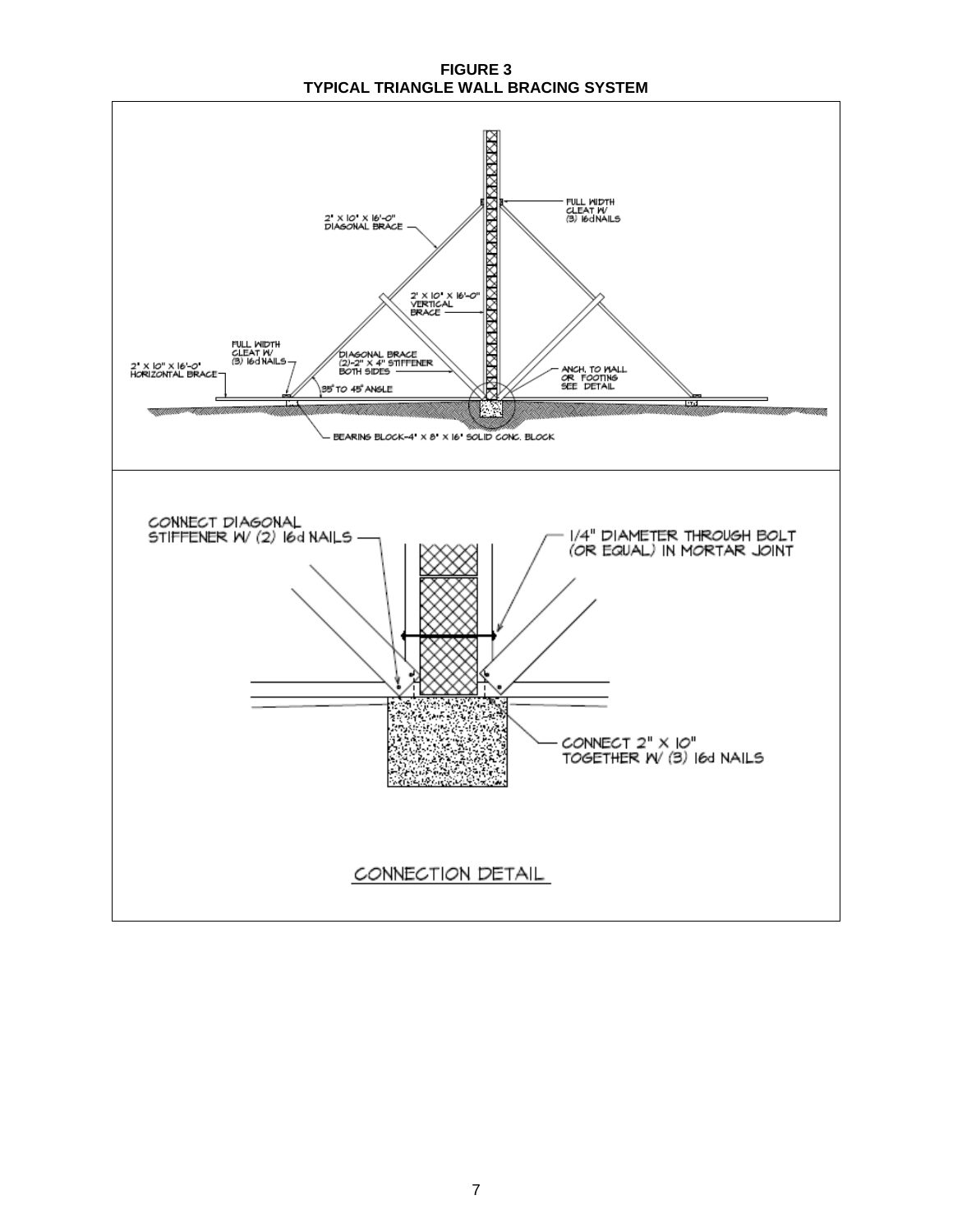**FIGURE 3**
**TYPICAL TRIANGLE WALL BRACING SYSTEM**

2" X 10" X 16'-0" DIAGONAL BRACE

FULL WIDTH CLEAT W/ (3) 16d NAILS

2" X 10" X 16'-0" VERTICAL BRACE

FULL WIDTH CLEAT W/ (3) 16d NAILS

2" X 10" X 16'-0" HORIZONTAL BRACE

DIAGONAL BRACE (2)-2" X 4" STIFFENER BOTH SIDES

ANCH. TO WALL OR FOOTING SEE DETAIL

35° TO 45° ANGLE

BEARINGS BLOCK-4" X 8" X 16" SOLID CONC. BLOCK

CONNECT DIAGONAL STIFFENER W/ (2) 16d NAILS

1/4" DIAMETER THROUGH BOLT (OR EQUAL) IN MORTAR JOINT

CONNECT 2" X 10" TOGETHER W/ (3) 16d NAILS

CONNECTION DETAIL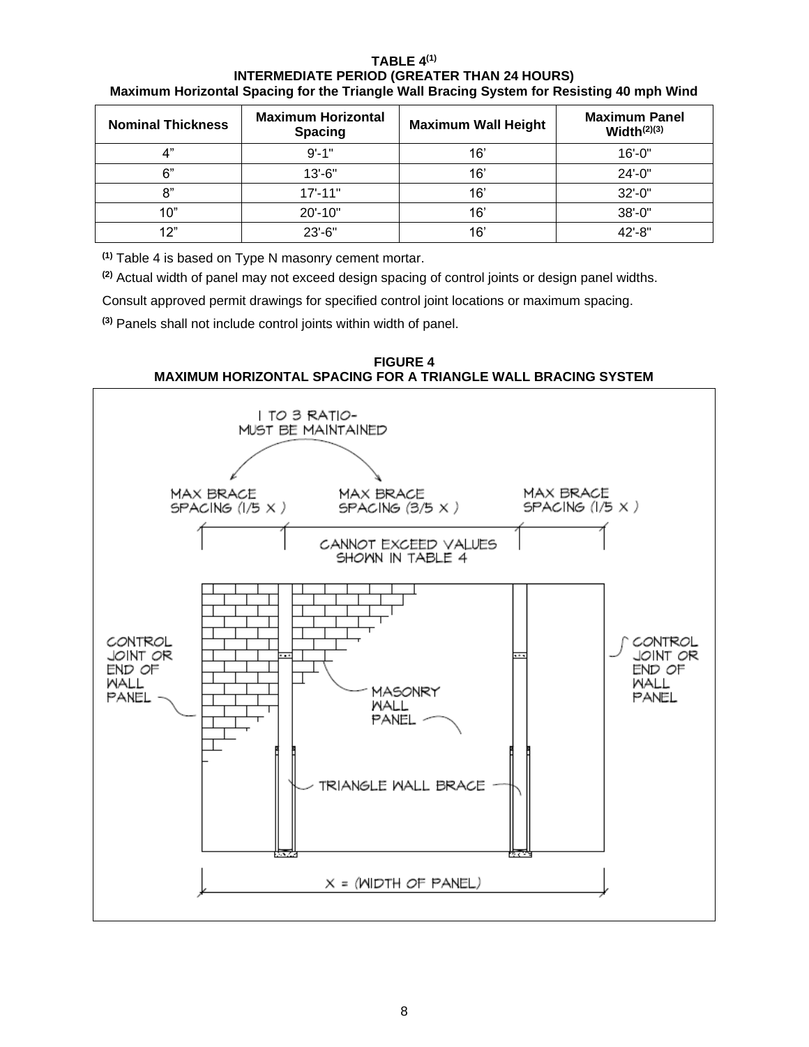**TABLE 4[1]**
**INTERMEDIATE PERIOD (GREATER THAN 24 HOURS)**
**Maximum Horizontal Spacing for the Triangle Wall Bracing System for Resisting 40 mph Wind**

| Nominal Thickness | Maximum Horizontal Spacing | Maximum Wall Height | Maximum Panel Width[2][3] |
|---|---|---|---|
| 4” | 9'-1" | 16’ | 16'-0" |
| 6” | 13'-6" | 16’ | 24'-0" |
| 8” | 17'-11" | 16’ | 32'-0" |
| 10” | 20'-10" | 16’ | 38'-0" |
| 12” | 23'-6" | 16’ | 42'-8" |

[1] Table 4 is based on Type N masonry cement mortar.

[2] Actual width of panel may not exceed design spacing of control joints or design panel widths.

Consult approved permit drawings for specified control joint locations or maximum spacing.

[3] Panels shall not include control joints within width of panel.

**FIGURE 4**
**MAXIMUM HORIZONTAL SPACING FOR A TRIANGLE WALL BRACING SYSTEM**

1 TO 3 RATIO- MUST BE MAINTAINED

MAX BRACE SPACING (1/5 X) | MAX BRACE SPACING (3/5 X) | MAX BRACE SPACING (1/5 X)

CANNOT EXCEED VALUES SHOWN IN TABLE 4

CONTROL JOINT OR END OF WALL PANEL

MASONRY WALL PANEL

TRIANGLE WALL BRACE

CONTROL JOINT OR END OF WALL PANEL

X = (WIDTH OF PANEL)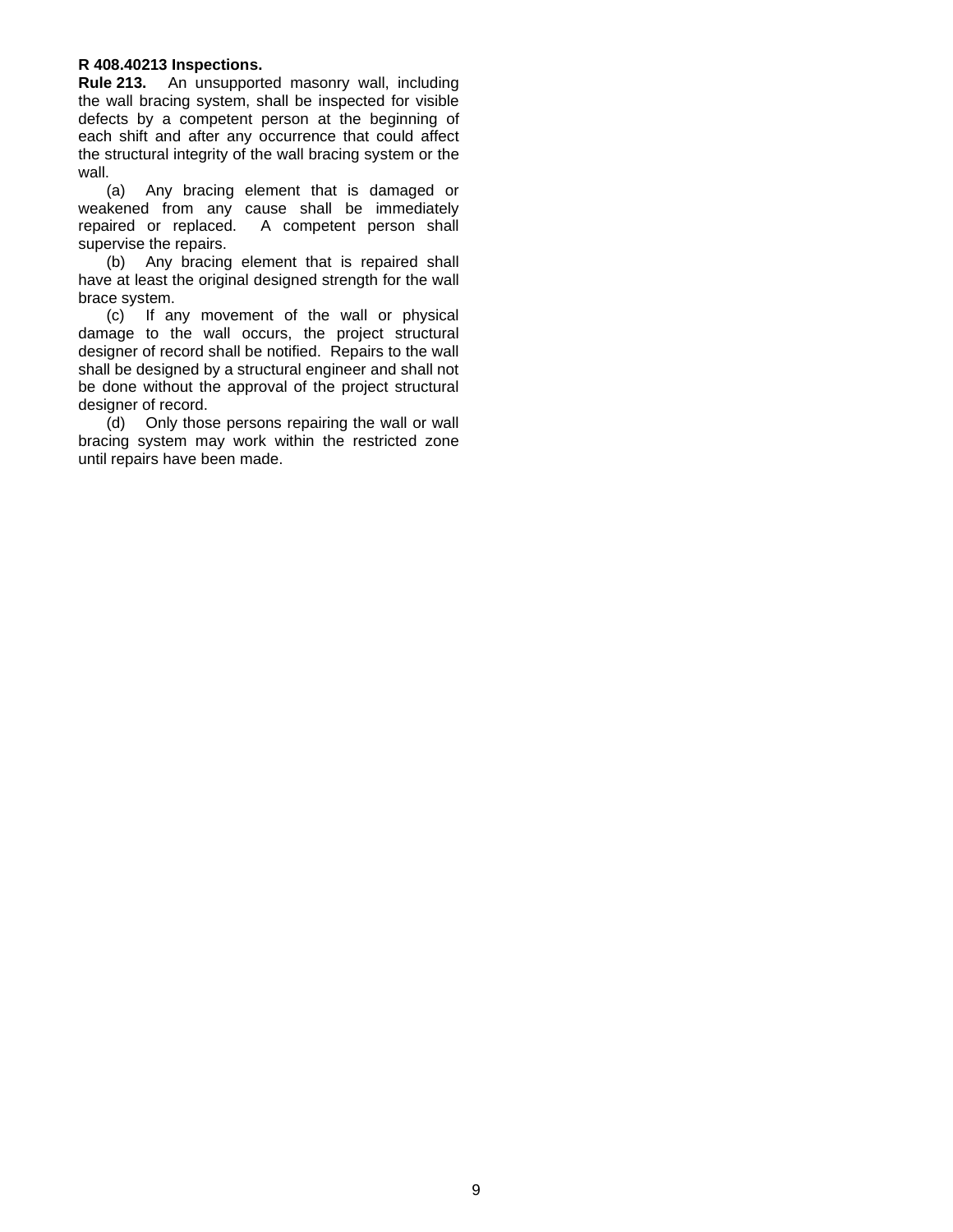**R 408.40213 Inspections.**

**Rule 213.** An unsupported masonry wall, including the wall bracing system, shall be inspected for visible defects by a competent person at the beginning of each shift and after any occurrence that could affect the structural integrity of the wall bracing system or the wall.

(a) Any bracing element that is damaged or weakened from any cause shall be immediately repaired or replaced. A competent person shall supervise the repairs.

(b) Any bracing element that is repaired shall have at least the original designed strength for the wall brace system.

(c) If any movement of the wall or physical damage to the wall occurs, the project structural designer of record shall be notified. Repairs to the wall shall be designed by a structural engineer and shall not be done without the approval of the project structural designer of record.

(d) Only those persons repairing the wall or wall bracing system may work within the restricted zone until repairs have been made.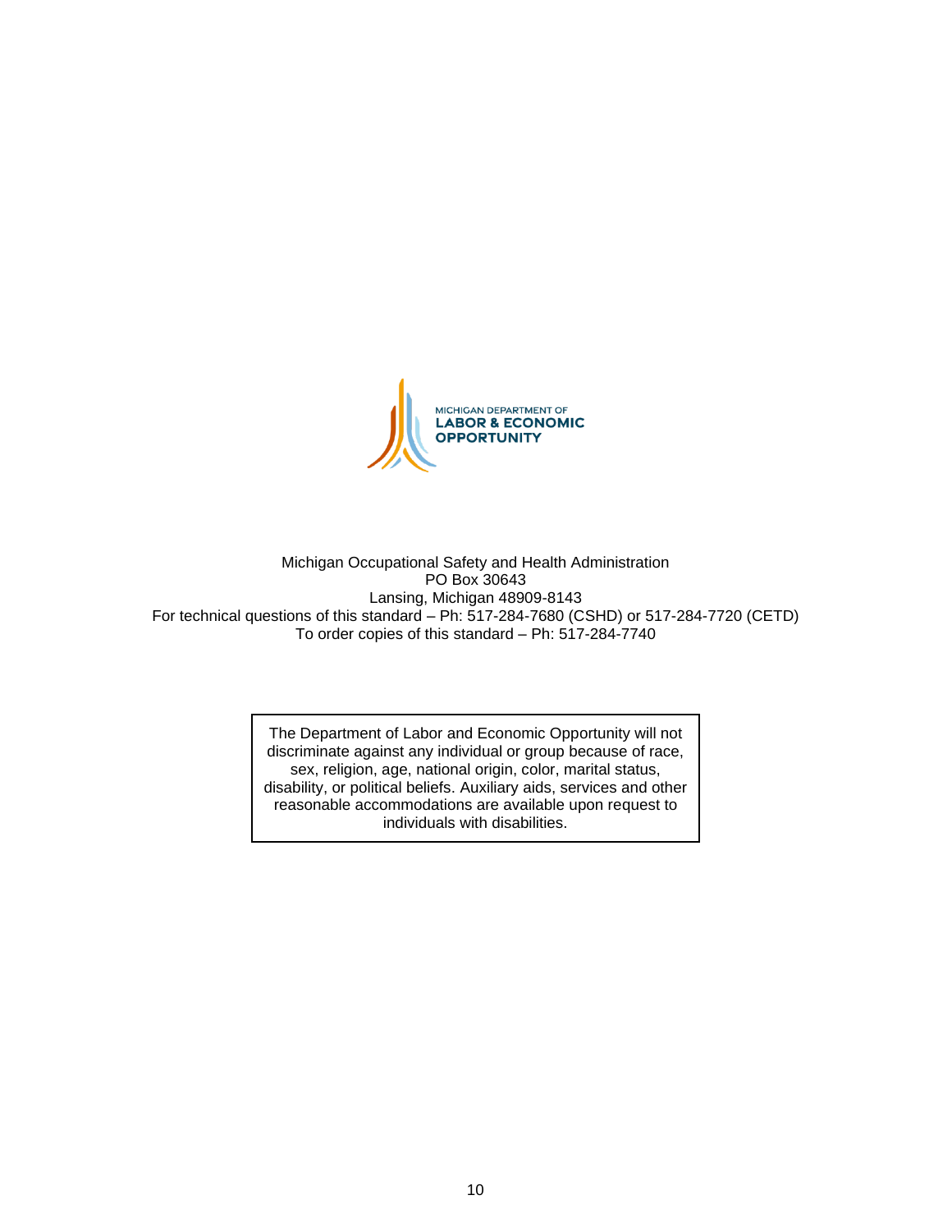MICHIGAN DEPARTMENT OF
LABOR & ECONOMIC
OPPORTUNITY

Michigan Occupational Safety and Health Administration
PO Box 30643
Lansing, Michigan 48909-8143
For technical questions of this standard – Ph: 517-284-7680 (CSHD) or 517-284-7720 (CETD)
To order copies of this standard – Ph: 517-284-7740

The Department of Labor and Economic Opportunity will not discriminate against any individual or group because of race, sex, religion, age, national origin, color, marital status, disability, or political beliefs. Auxiliary aids, services and other reasonable accommodations are available upon request to individuals with disabilities.